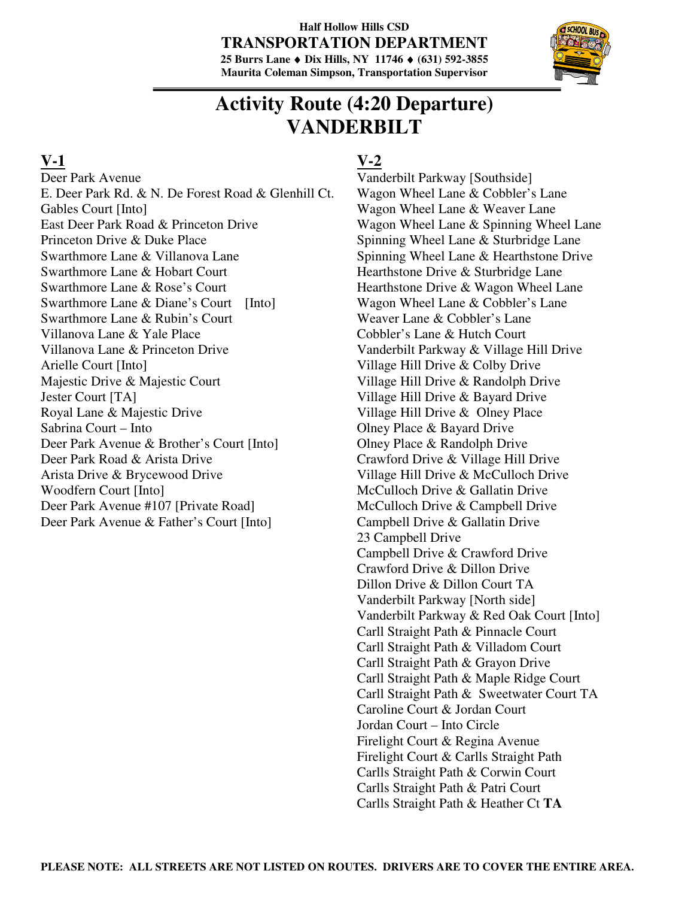**Half Hollow Hills CSD**
**TRANSPORTATION DEPARTMENT**
**25 Burrs Lane ♦ Dix Hills, NY 11746 ♦ (631) 592-3855**
**Maurita Coleman Simpson, Transportation Supervisor**

# Activity Route (4:20 Departure)
# VANDERBILT

## V-1

Deer Park Avenue
E. Deer Park Rd. & N. De Forest Road & Glenhill Ct.
Gables Court [Into]
East Deer Park Road & Princeton Drive
Princeton Drive & Duke Place
Swarthmore Lane & Villanova Lane
Swarthmore Lane & Hobart Court
Swarthmore Lane & Rose's Court
Swarthmore Lane & Diane's Court [Into]
Swarthmore Lane & Rubin's Court
Villanova Lane & Yale Place
Villanova Lane & Princeton Drive
Arielle Court [Into]
Majestic Drive & Majestic Court
Jester Court [TA]
Royal Lane & Majestic Drive
Sabrina Court – Into
Deer Park Avenue & Brother's Court [Into]
Deer Park Road & Arista Drive
Arista Drive & Brycewood Drive
Woodfern Court [Into]
Deer Park Avenue #107 [Private Road]
Deer Park Avenue & Father's Court [Into]

## V-2

Vanderbilt Parkway [Southside]
Wagon Wheel Lane & Cobbler's Lane
Wagon Wheel Lane & Weaver Lane
Wagon Wheel Lane & Spinning Wheel Lane
Spinning Wheel Lane & Sturbridge Lane
Spinning Wheel Lane & Hearthstone Drive
Hearthstone Drive & Sturbridge Lane
Hearthstone Drive & Wagon Wheel Lane
Wagon Wheel Lane & Cobbler's Lane
Weaver Lane & Cobbler's Lane
Cobbler's Lane & Hutch Court
Vanderbilt Parkway & Village Hill Drive
Village Hill Drive & Colby Drive
Village Hill Drive & Randolph Drive
Village Hill Drive & Bayard Drive
Village Hill Drive & Olney Place
Olney Place & Bayard Drive
Olney Place & Randolph Drive
Crawford Drive & Village Hill Drive
Village Hill Drive & McCulloch Drive
McCulloch Drive & Gallatin Drive
McCulloch Drive & Campbell Drive
Campbell Drive & Gallatin Drive
23 Campbell Drive
Campbell Drive & Crawford Drive
Crawford Drive & Dillon Drive
Dillon Drive & Dillon Court TA
Vanderbilt Parkway [North side]
Vanderbilt Parkway & Red Oak Court [Into]
Carll Straight Path & Pinnacle Court
Carll Straight Path & Villadom Court
Carll Straight Path & Grayon Drive
Carll Straight Path & Maple Ridge Court
Carll Straight Path & Sweetwater Court TA
Caroline Court & Jordan Court
Jordan Court – Into Circle
Firelight Court & Regina Avenue
Firelight Court & Carlls Straight Path
Carlls Straight Path & Corwin Court
Carlls Straight Path & Patri Court
Carlls Straight Path & Heather Ct **TA**

**PLEASE NOTE: ALL STREETS ARE NOT LISTED ON ROUTES. DRIVERS ARE TO COVER THE ENTIRE AREA.**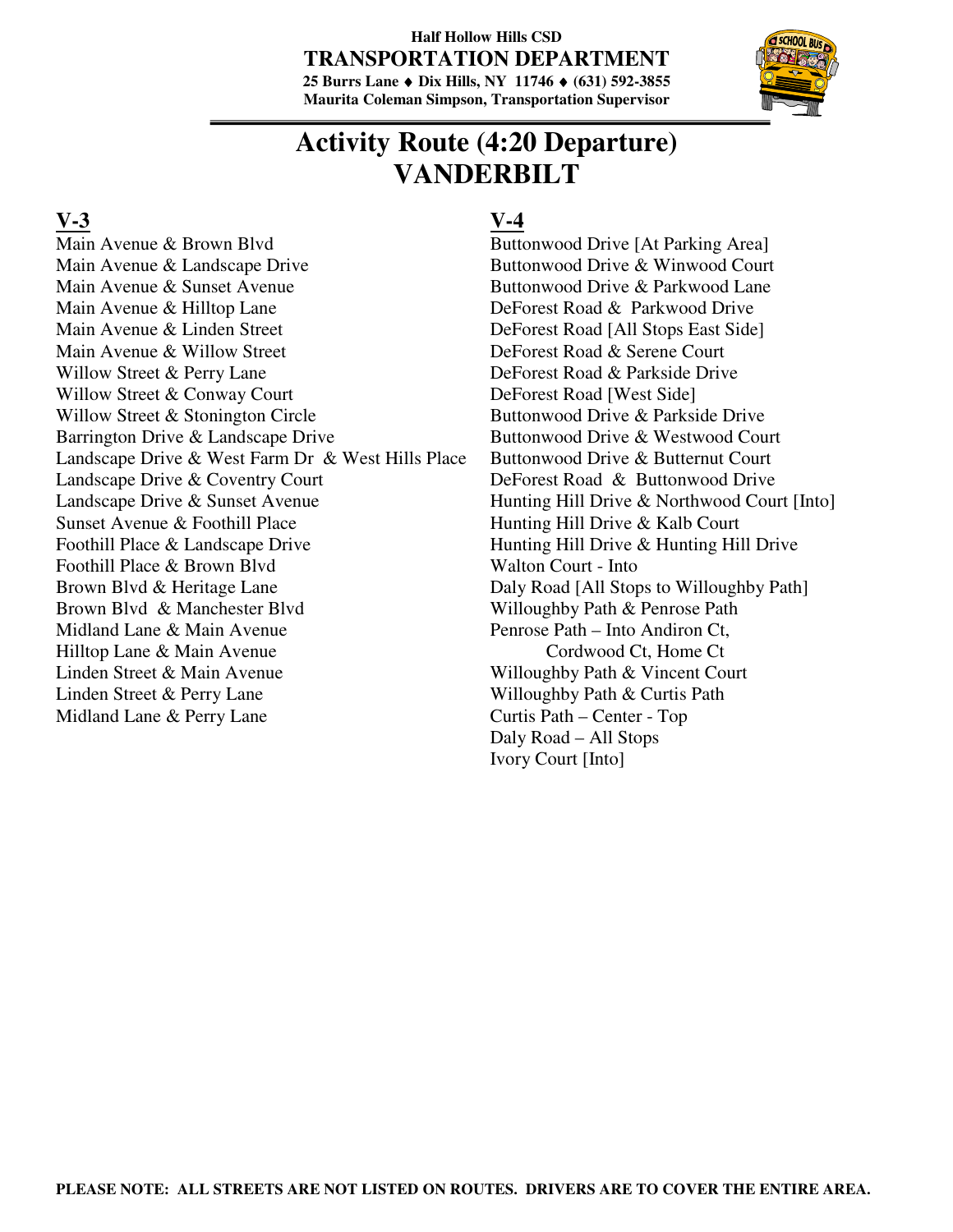**Half Hollow Hills CSD**
**TRANSPORTATION DEPARTMENT**
**25 Burrs Lane ♦ Dix Hills, NY 11746 ♦ (631) 592-3855**
**Maurita Coleman Simpson, Transportation Supervisor**

# Activity Route (4:20 Departure)
# VANDERBILT

## V-3

Main Avenue & Brown Blvd
Main Avenue & Landscape Drive
Main Avenue & Sunset Avenue
Main Avenue & Hilltop Lane
Main Avenue & Linden Street
Main Avenue & Willow Street
Willow Street & Perry Lane
Willow Street & Conway Court
Willow Street & Stonington Circle
Barrington Drive & Landscape Drive
Landscape Drive & West Farm Dr & West Hills Place
Landscape Drive & Coventry Court
Landscape Drive & Sunset Avenue
Sunset Avenue & Foothill Place
Foothill Place & Landscape Drive
Foothill Place & Brown Blvd
Brown Blvd & Heritage Lane
Brown Blvd & Manchester Blvd
Midland Lane & Main Avenue
Hilltop Lane & Main Avenue
Linden Street & Main Avenue
Linden Street & Perry Lane
Midland Lane & Perry Lane

## V-4

Buttonwood Drive [At Parking Area]
Buttonwood Drive & Winwood Court
Buttonwood Drive & Parkwood Lane
DeForest Road & Parkwood Drive
DeForest Road [All Stops East Side]
DeForest Road & Serene Court
DeForest Road & Parkside Drive
DeForest Road [West Side]
Buttonwood Drive & Parkside Drive
Buttonwood Drive & Westwood Court
Buttonwood Drive & Butternut Court
DeForest Road & Buttonwood Drive
Hunting Hill Drive & Northwood Court [Into]
Hunting Hill Drive & Kalb Court
Hunting Hill Drive & Hunting Hill Drive
Walton Court - Into
Daly Road [All Stops to Willoughby Path]
Willoughby Path & Penrose Path
Penrose Path – Into Andiron Ct, Cordwood Ct, Home Ct
Willoughby Path & Vincent Court
Willoughby Path & Curtis Path
Curtis Path – Center - Top
Daly Road – All Stops
Ivory Court [Into]

**PLEASE NOTE: ALL STREETS ARE NOT LISTED ON ROUTES. DRIVERS ARE TO COVER THE ENTIRE AREA.**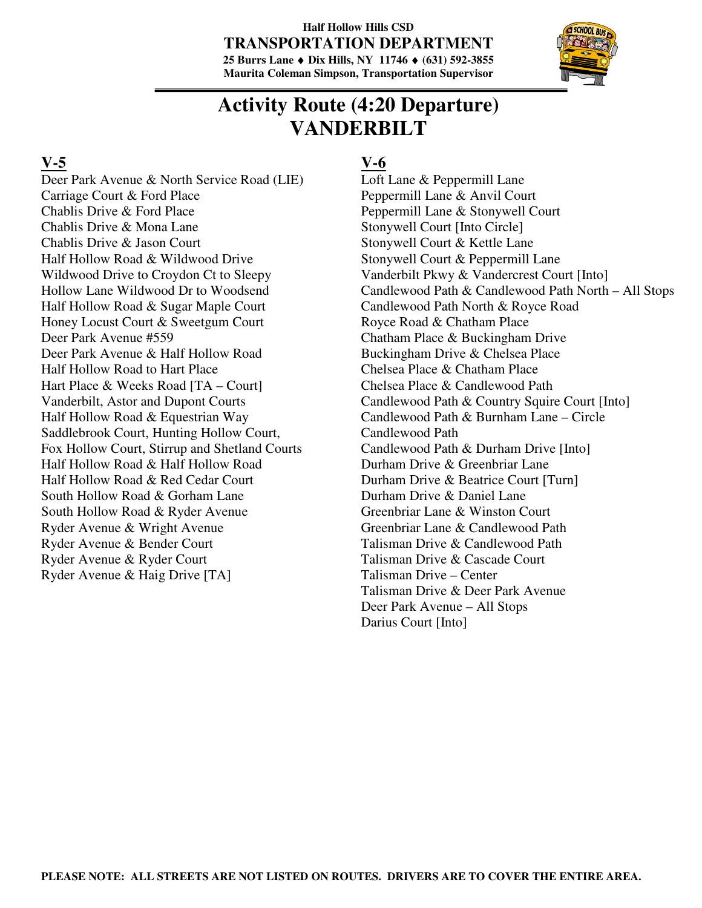**Half Hollow Hills CSD**
**TRANSPORTATION DEPARTMENT**
**25 Burrs Lane ♦ Dix Hills, NY 11746 ♦ (631) 592-3855**
**Maurita Coleman Simpson, Transportation Supervisor**

# Activity Route (4:20 Departure)
# VANDERBILT

## V-5

Deer Park Avenue & North Service Road (LIE)
Carriage Court & Ford Place
Chablis Drive & Ford Place
Chablis Drive & Mona Lane
Chablis Drive & Jason Court
Half Hollow Road & Wildwood Drive
Wildwood Drive to Croydon Ct to Sleepy Hollow Lane Wildwood Dr to Woodsend
Half Hollow Road & Sugar Maple Court
Honey Locust Court & Sweetgum Court
Deer Park Avenue #559
Deer Park Avenue & Half Hollow Road
Half Hollow Road to Hart Place
Hart Place & Weeks Road [TA – Court]
Vanderbilt, Astor and Dupont Courts
Half Hollow Road & Equestrian Way
Saddlebrook Court, Hunting Hollow Court, Fox Hollow Court, Stirrup and Shetland Courts
Half Hollow Road & Half Hollow Road
Half Hollow Road & Red Cedar Court
South Hollow Road & Gorham Lane
South Hollow Road & Ryder Avenue
Ryder Avenue & Wright Avenue
Ryder Avenue & Bender Court
Ryder Avenue & Ryder Court
Ryder Avenue & Haig Drive [TA]

## V-6

Loft Lane & Peppermill Lane
Peppermill Lane & Anvil Court
Peppermill Lane & Stonywell Court
Stonywell Court [Into Circle]
Stonywell Court & Kettle Lane
Stonywell Court & Peppermill Lane
Vanderbilt Pkwy & Vandercrest Court [Into]
Candlewood Path & Candlewood Path North – All Stops
Candlewood Path North & Royce Road
Royce Road & Chatham Place
Chatham Place & Buckingham Drive
Buckingham Drive & Chelsea Place
Chelsea Place & Chatham Place
Chelsea Place & Candlewood Path
Candlewood Path & Country Squire Court [Into]
Candlewood Path & Burnham Lane – Circle
Candlewood Path
Candlewood Path & Durham Drive [Into]
Durham Drive & Greenbriar Lane
Durham Drive & Beatrice Court [Turn]
Durham Drive & Daniel Lane
Greenbriar Lane & Winston Court
Greenbriar Lane & Candlewood Path
Talisman Drive & Candlewood Path
Talisman Drive & Cascade Court
Talisman Drive – Center
Talisman Drive & Deer Park Avenue
Deer Park Avenue – All Stops
Darius Court [Into]

**PLEASE NOTE: ALL STREETS ARE NOT LISTED ON ROUTES. DRIVERS ARE TO COVER THE ENTIRE AREA.**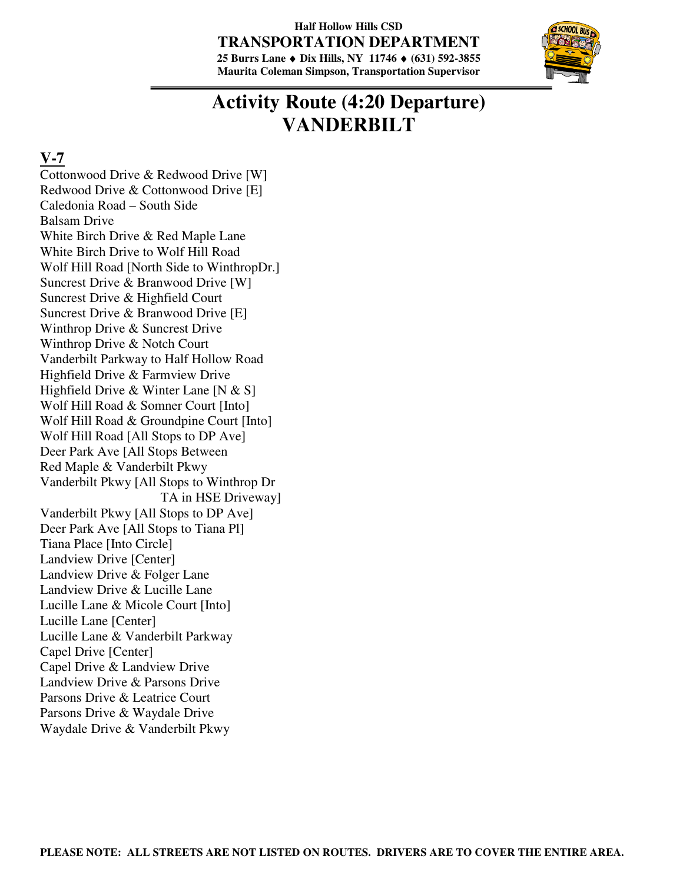**Half Hollow Hills CSD**
**TRANSPORTATION DEPARTMENT**
**25 Burrs Lane ♦ Dix Hills, NY 11746 ♦ (631) 592-3855**
**Maurita Coleman Simpson, Transportation Supervisor**

# Activity Route (4:20 Departure)
# VANDERBILT

## V-7

Cottonwood Drive & Redwood Drive [W]
Redwood Drive & Cottonwood Drive [E]
Caledonia Road – South Side
Balsam Drive
White Birch Drive & Red Maple Lane
White Birch Drive to Wolf Hill Road
Wolf Hill Road [North Side to WinthropDr.]
Suncrest Drive & Branwood Drive [W]
Suncrest Drive & Highfield Court
Suncrest Drive & Branwood Drive [E]
Winthrop Drive & Suncrest Drive
Winthrop Drive & Notch Court
Vanderbilt Parkway to Half Hollow Road
Highfield Drive & Farmview Drive
Highfield Drive & Winter Lane [N & S]
Wolf Hill Road & Somner Court [Into]
Wolf Hill Road & Groundpine Court [Into]
Wolf Hill Road [All Stops to DP Ave]
Deer Park Ave [All Stops Between
Red Maple & Vanderbilt Pkwy
Vanderbilt Pkwy [All Stops to Winthrop Dr
TA in HSE Driveway]
Vanderbilt Pkwy [All Stops to DP Ave]
Deer Park Ave [All Stops to Tiana Pl]
Tiana Place [Into Circle]
Landview Drive [Center]
Landview Drive & Folger Lane
Landview Drive & Lucille Lane
Lucille Lane & Micole Court [Into]
Lucille Lane [Center]
Lucille Lane & Vanderbilt Parkway
Capel Drive [Center]
Capel Drive & Landview Drive
Landview Drive & Parsons Drive
Parsons Drive & Leatrice Court
Parsons Drive & Waydale Drive
Waydale Drive & Vanderbilt Pkwy

**PLEASE NOTE: ALL STREETS ARE NOT LISTED ON ROUTES. DRIVERS ARE TO COVER THE ENTIRE AREA.**